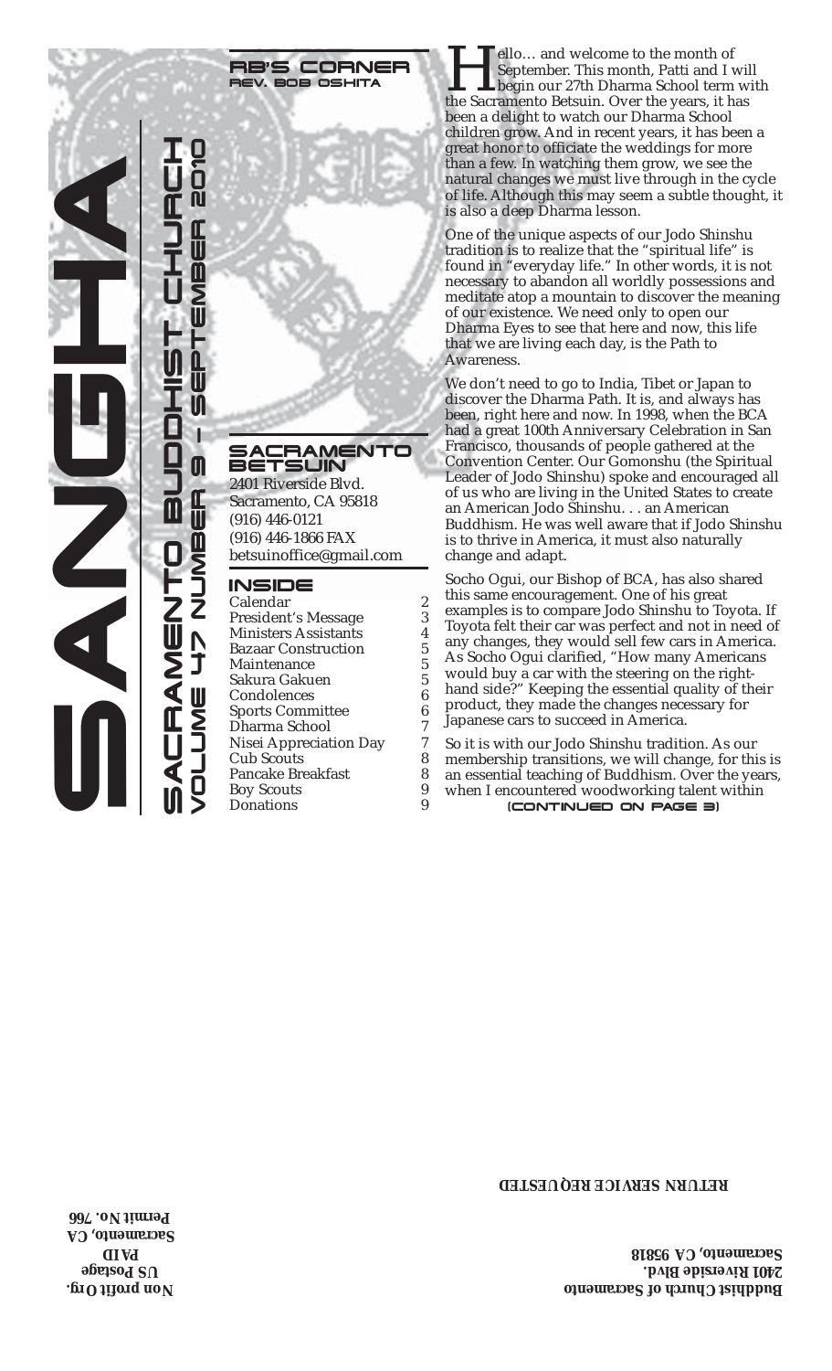# SANGHA

## SACRAMENTO BUDDHIST CHURCH

VOLUME 47 NUMBER 9 – SEPTEMBER 2010

## RB'S CORNER

REV. BOB OSHITA

## SACRAMENTO BETSUIN

2401 Riverside Blvd.
Sacramento, CA 95818
(916) 446-0121
(916) 446-1866 FAX
betsuinoffice@gmail.com

## INSIDE

| | |
|---|---|
| Calendar | 2 |
| President's Message | 3 |
| Ministers Assistants | 4 |
| Bazaar Construction | 5 |
| Maintenance | 5 |
| Sakura Gakuen | 5 |
| Condolences | 6 |
| Sports Committee | 6 |
| Dharma School | 7 |
| Nisei Appreciation Day | 7 |
| Cub Scouts | 8 |
| Pancake Breakfast | 8 |
| Boy Scouts | 9 |
| Donations | 9 |

Hello… and welcome to the month of September. This month, Patti and I will begin our 27th Dharma School term with the Sacramento Betsuin. Over the years, it has been a delight to watch our Dharma School children grow. And in recent years, it has been a great honor to officiate the weddings for more than a few. In watching them grow, we see the natural changes we must live through in the cycle of life. Although this may seem a subtle thought, it is also a deep Dharma lesson.

One of the unique aspects of our Jodo Shinshu tradition is to realize that the "spiritual life" is found in "everyday life." In other words, it is not necessary to abandon all worldly possessions and meditate atop a mountain to discover the meaning of our existence. We need only to open our Dharma Eyes to see that here and now, this life that we are living each day, is the Path to Awareness.

We don't need to go to India, Tibet or Japan to discover the Dharma Path. It is, and always has been, right here and now. In 1998, when the BCA had a great 100th Anniversary Celebration in San Francisco, thousands of people gathered at the Convention Center. Our Gomonshu (the Spiritual Leader of Jodo Shinshu) spoke and encouraged all of us who are living in the United States to create an American Jodo Shinshu. . . an American Buddhism. He was well aware that if Jodo Shinshu is to thrive in America, it must also naturally change and adapt.

Socho Ogui, our Bishop of BCA, has also shared this same encouragement. One of his great examples is to compare Jodo Shinshu to Toyota. If Toyota felt their car was perfect and not in need of any changes, they would sell few cars in America. As Socho Ogui clarified, "How many Americans would buy a car with the steering on the right-hand side?" Keeping the essential quality of their product, they made the changes necessary for Japanese cars to succeed in America.

So it is with our Jodo Shinshu tradition. As our membership transitions, we will change, for this is an essential teaching of Buddhism. Over the years, when I encountered woodworking talent within

(CONTINUED ON PAGE 3)

Non profit Org.
US Postage
PAID
Sacramento, CA
Permit No. 766

RETURN SERVICE REQUESTED

Buddhist Church of Sacramento
2401 Riverside Blvd.
Sacramento, CA 95818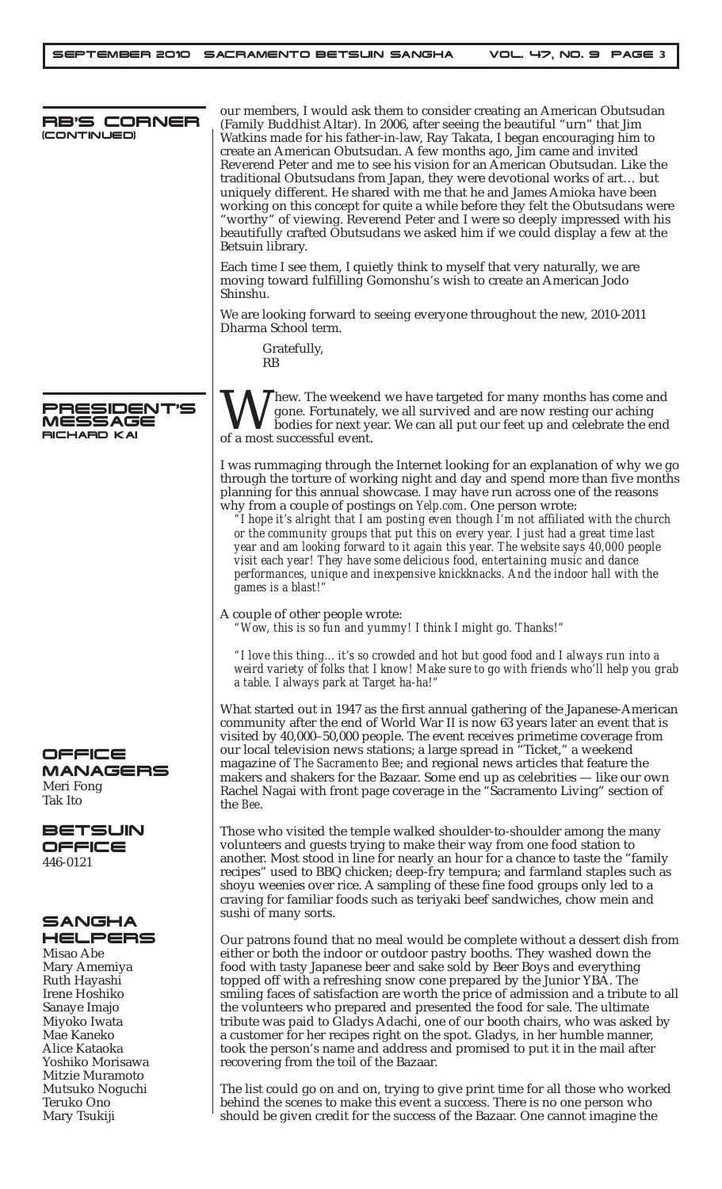## RB'S CORNER (CONTINUED)

our members, I would ask them to consider creating an American Obutsudan (Family Buddhist Altar). In 2006, after seeing the beautiful "urn" that Jim Watkins made for his father-in-law, Ray Takata, I began encouraging him to create an American Obutsudan. A few months ago, Jim came and invited Reverend Peter and me to see his vision for an American Obutsudan. Like the traditional Obutsudans from Japan, they were devotional works of art… but uniquely different. He shared with me that he and James Amioka have been working on this concept for quite a while before they felt the Obutsudans were "worthy" of viewing. Reverend Peter and I were so deeply impressed with his beautifully crafted Obutsudans we asked him if we could display a few at the Betsuin library.

Each time I see them, I quietly think to myself that very naturally, we are moving toward fulfilling Gomonshu's wish to create an American Jodo Shinshu.

We are looking forward to seeing everyone throughout the new, 2010-2011 Dharma School term.

Gratefully,
RB

## PRESIDENT'S MESSAGE
### RICHARD KAI

Whew. The weekend we have targeted for many months has come and gone. Fortunately, we all survived and are now resting our aching bodies for next year. We can all put our feet up and celebrate the end of a most successful event.

I was rummaging through the Internet looking for an explanation of why we go through the torture of working night and day and spend more than five months planning for this annual showcase. I may have run across one of the reasons why from a couple of postings on *Yelp.com*. One person wrote:

*"I hope it's alright that I am posting even though I'm not affiliated with the church or the community groups that put this on every year. I just had a great time last year and am looking forward to it again this year. The website says 40,000 people visit each year! They have some delicious food, entertaining music and dance performances, unique and inexpensive knickknacks. And the indoor hall with the games is a blast!"*

A couple of other people wrote:

*"Wow, this is so fun and yummy! I think I might go. Thanks!"*

*"I love this thing… it's so crowded and hot but good food and I always run into a weird variety of folks that I know! Make sure to go with friends who'll help you grab a table. I always park at Target ha-ha!"*

What started out in 1947 as the first annual gathering of the Japanese-American community after the end of World War II is now 63 years later an event that is visited by 40,000–50,000 people. The event receives primetime coverage from our local television news stations; a large spread in "Ticket," a weekend magazine of *The Sacramento Bee*; and regional news articles that feature the makers and shakers for the Bazaar. Some end up as celebrities — like our own Rachel Nagai with front page coverage in the "Sacramento Living" section of the *Bee*.

Those who visited the temple walked shoulder-to-shoulder among the many volunteers and guests trying to make their way from one food station to another. Most stood in line for nearly an hour for a chance to taste the "family recipes" used to BBQ chicken; deep-fry tempura; and farmland staples such as shoyu weenies over rice. A sampling of these fine food groups only led to a craving for familiar foods such as teriyaki beef sandwiches, chow mein and sushi of many sorts.

Our patrons found that no meal would be complete without a dessert dish from either or both the indoor or outdoor pastry booths. They washed down the food with tasty Japanese beer and sake sold by Beer Boys and everything topped off with a refreshing snow cone prepared by the Junior YBA. The smiling faces of satisfaction are worth the price of admission and a tribute to all the volunteers who prepared and presented the food for sale. The ultimate tribute was paid to Gladys Adachi, one of our booth chairs, who was asked by a customer for her recipes right on the spot. Gladys, in her humble manner, took the person's name and address and promised to put it in the mail after recovering from the toil of the Bazaar.

The list could go on and on, trying to give print time for all those who worked behind the scenes to make this event a success. There is no one person who should be given credit for the success of the Bazaar. One cannot imagine the

## OFFICE MANAGERS

Meri Fong
Tak Ito

## BETSUIN OFFICE

446-0121

## SANGHA HELPERS

Misao Abe
Mary Amemiya
Ruth Hayashi
Irene Hoshiko
Sanaye Imajo
Miyoko Iwata
Mae Kaneko
Alice Kataoka
Yoshiko Morisawa
Mitzie Muramoto
Mutsuko Noguchi
Teruko Ono
Mary Tsukiji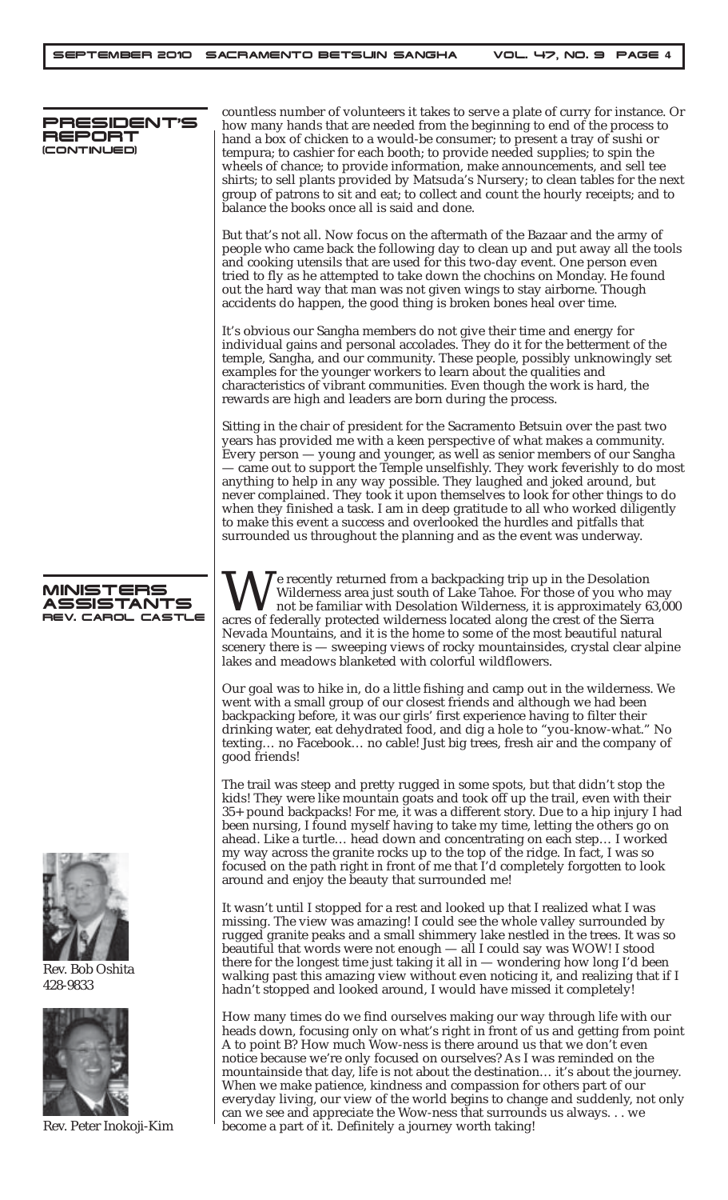## PRESIDENT'S REPORT (CONTINUED)

countless number of volunteers it takes to serve a plate of curry for instance. Or how many hands that are needed from the beginning to end of the process to hand a box of chicken to a would-be consumer; to present a tray of sushi or tempura; to cashier for each booth; to provide needed supplies; to spin the wheels of chance; to provide information, make announcements, and sell tee shirts; to sell plants provided by Matsuda's Nursery; to clean tables for the next group of patrons to sit and eat; to collect and count the hourly receipts; and to balance the books once all is said and done.

But that's not all. Now focus on the aftermath of the Bazaar and the army of people who came back the following day to clean up and put away all the tools and cooking utensils that are used for this two-day event. One person even tried to fly as he attempted to take down the chochins on Monday. He found out the hard way that man was not given wings to stay airborne. Though accidents do happen, the good thing is broken bones heal over time.

It's obvious our Sangha members do not give their time and energy for individual gains and personal accolades. They do it for the betterment of the temple, Sangha, and our community. These people, possibly unknowingly set examples for the younger workers to learn about the qualities and characteristics of vibrant communities. Even though the work is hard, the rewards are high and leaders are born during the process.

Sitting in the chair of president for the Sacramento Betsuin over the past two years has provided me with a keen perspective of what makes a community. Every person — young and younger, as well as senior members of our Sangha — came out to support the Temple unselfishly. They work feverishly to do most anything to help in any way possible. They laughed and joked around, but never complained. They took it upon themselves to look for other things to do when they finished a task. I am in deep gratitude to all who worked diligently to make this event a success and overlooked the hurdles and pitfalls that surrounded us throughout the planning and as the event was underway.

## MINISTERS ASSISTANTS
### REV. CAROL CASTLE

We recently returned from a backpacking trip up in the Desolation Wilderness area just south of Lake Tahoe. For those of you who may not be familiar with Desolation Wilderness, it is approximately 63,000 acres of federally protected wilderness located along the crest of the Sierra Nevada Mountains, and it is the home to some of the most beautiful natural scenery there is — sweeping views of rocky mountainsides, crystal clear alpine lakes and meadows blanketed with colorful wildflowers.

Our goal was to hike in, do a little fishing and camp out in the wilderness. We went with a small group of our closest friends and although we had been backpacking before, it was our girls' first experience having to filter their drinking water, eat dehydrated food, and dig a hole to "you-know-what." No texting… no Facebook… no cable! Just big trees, fresh air and the company of good friends!

The trail was steep and pretty rugged in some spots, but that didn't stop the kids! They were like mountain goats and took off up the trail, even with their 35+ pound backpacks! For me, it was a different story. Due to a hip injury I had been nursing, I found myself having to take my time, letting the others go on ahead. Like a turtle… head down and concentrating on each step… I worked my way across the granite rocks up to the top of the ridge. In fact, I was so focused on the path right in front of me that I'd completely forgotten to look around and enjoy the beauty that surrounded me!

It wasn't until I stopped for a rest and looked up that I realized what I was missing. The view was amazing! I could see the whole valley surrounded by rugged granite peaks and a small shimmery lake nestled in the trees. It was so beautiful that words were not enough — all I could say was WOW! I stood there for the longest time just taking it all in — wondering how long I'd been walking past this amazing view without even noticing it, and realizing that if I hadn't stopped and looked around, I would have missed it completely!

How many times do we find ourselves making our way through life with our heads down, focusing only on what's right in front of us and getting from point A to point B? How much Wow-ness is there around us that we don't even notice because we're only focused on ourselves? As I was reminded on the mountainside that day, life is not about the destination… it's about the journey. When we make patience, kindness and compassion for others part of our everyday living, our view of the world begins to change and suddenly, not only can we see and appreciate the Wow-ness that surrounds us always. . . we become a part of it. Definitely a journey worth taking!

Rev. Bob Oshita
428-9833

Rev. Peter Inokoji-Kim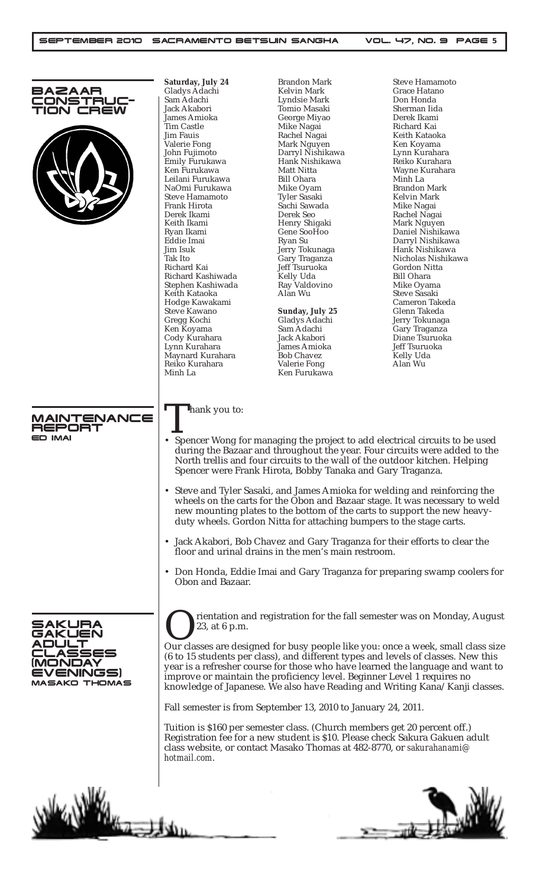## BAZAAR CONSTRUCTION CREW

**Saturday, July 24**

Gladys Adachi
Sam Adachi
Jack Akabori
James Amioka
Tim Castle
Jim Fauis
Valerie Fong
John Fujimoto
Emily Furukawa
Ken Furukawa
Leilani Furukawa
NaOmi Furukawa
Steve Hamamoto
Frank Hirota
Derek Ikami
Keith Ikami
Ryan Ikami
Eddie Imai
Jim Isuk
Tak Ito
Richard Kai
Richard Kashiwada
Stephen Kashiwada
Keith Kataoka
Hodge Kawakami
Steve Kawano
Gregg Kochi
Ken Koyama
Cody Kurahara
Lynn Kurahara
Maynard Kurahara
Reiko Kurahara
Minh La
Brandon Mark
Kelvin Mark
Lyndsie Mark
Tomio Masaki
George Miyao
Mike Nagai
Rachel Nagai
Mark Nguyen
Darryl Nishikawa
Hank Nishikawa
Matt Nitta
Bill Ohara
Mike Oyam
Tyler Sasaki
Sachi Sawada
Derek Seo
Henry Shigaki
Gene SooHoo
Ryan Su
Jerry Tokunaga
Gary Traganza
Jeff Tsuruoka
Kelly Uda
Ray Valdovino
Alan Wu

**Sunday, July 25**

Gladys Adachi
Sam Adachi
Jack Akabori
James Amioka
Bob Chavez
Valerie Fong
Ken Furukawa
Steve Hamamoto
Grace Hatano
Don Honda
Sherman Iida
Derek Ikami
Richard Kai
Keith Kataoka
Ken Koyama
Lynn Kurahara
Reiko Kurahara
Wayne Kurahara
Minh La
Brandon Mark
Kelvin Mark
Mike Nagai
Rachel Nagai
Mark Nguyen
Daniel Nishikawa
Darryl Nishikawa
Hank Nishikawa
Nicholas Nishikawa
Gordon Nitta
Bill Ohara
Mike Oyama
Steve Sasaki
Cameron Takeda
Glenn Takeda
Jerry Tokunaga
Gary Traganza
Diane Tsuruoka
Jeff Tsuruoka
Kelly Uda
Alan Wu

## MAINTENANCE REPORT
### ED IMAI

Thank you to:

- Spencer Wong for managing the project to add electrical circuits to be used during the Bazaar and throughout the year. Four circuits were added to the North trellis and four circuits to the wall of the outdoor kitchen. Helping Spencer were Frank Hirota, Bobby Tanaka and Gary Traganza.
- Steve and Tyler Sasaki, and James Amioka for welding and reinforcing the wheels on the carts for the Obon and Bazaar stage. It was necessary to weld new mounting plates to the bottom of the carts to support the new heavy-duty wheels. Gordon Nitta for attaching bumpers to the stage carts.
- Jack Akabori, Bob Chavez and Gary Traganza for their efforts to clear the floor and urinal drains in the men's main restroom.
- Don Honda, Eddie Imai and Gary Traganza for preparing swamp coolers for Obon and Bazaar.

## SAKURA GAKUEN ADULT CLASSES (MONDAY EVENINGS)
### MASAKO THOMAS

Orientation and registration for the fall semester was on Monday, August 23, at 6 p.m.

Our classes are designed for busy people like you: once a week, small class size (6 to 15 students per class), and different types and levels of classes. New this year is a refresher course for those who have learned the language and want to improve or maintain the proficiency level. Beginner Level 1 requires no knowledge of Japanese. We also have Reading and Writing Kana/Kanji classes.

Fall semester is from September 13, 2010 to January 24, 2011.

Tuition is $160 per semester class. (Church members get 20 percent off.) Registration fee for a new student is $10. Please check Sakura Gakuen adult class website, or contact Masako Thomas at 482-8770, or *sakurahanami@hotmail.com*.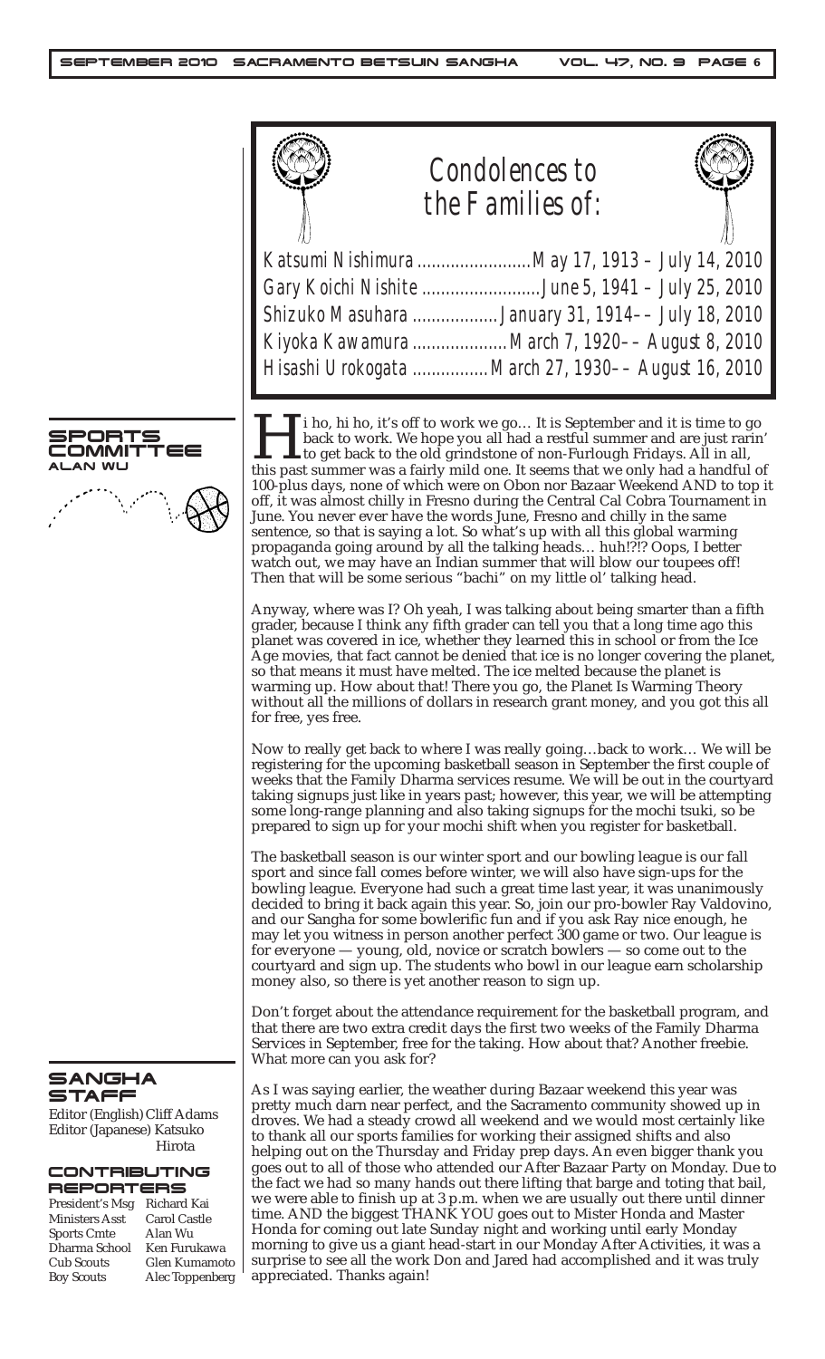# Condolences to the Families of:

Katsumi Nishimura ........................ May 17, 1913 – July 14, 2010
Gary Koichi Nishite ......................... June 5, 1941 – July 25, 2010
Shizuko Masuhara .................. January 31, 1914–– July 18, 2010
Kiyoka Kawamura .................... March 7, 1920–– August 8, 2010
Hisashi Urokogata ................ March 27, 1930–– August 16, 2010

## SPORTS COMMITTEE

**ALAN WU**

Hi ho, hi ho, it's off to work we go… It is September and it is time to go back to work. We hope you all had a restful summer and are just rarin' to get back to the old grindstone of non-Furlough Fridays. All in all, this past summer was a fairly mild one. It seems that we only had a handful of 100-plus days, none of which were on Obon nor Bazaar Weekend AND to top it off, it was almost chilly in Fresno during the Central Cal Cobra Tournament in June. You never ever have the words June, Fresno and chilly in the same sentence, so that is saying a lot. So what's up with all this global warming propaganda going around by all the talking heads… huh!?!? Oops, I better watch out, we may have an Indian summer that will blow our toupees off! Then that will be some serious "bachi" on my little ol' talking head.

Anyway, where was I? Oh yeah, I was talking about being smarter than a fifth grader, because I think any fifth grader can tell you that a long time ago this planet was covered in ice, whether they learned this in school or from the Ice Age movies, that fact cannot be denied that ice is no longer covering the planet, so that means it must have melted. The ice melted because the planet is warming up. How about that! There you go, the Planet Is Warming Theory without all the millions of dollars in research grant money, and you got this all for free, yes free.

Now to really get back to where I was really going…back to work… We will be registering for the upcoming basketball season in September the first couple of weeks that the Family Dharma services resume. We will be out in the courtyard taking signups just like in years past; however, this year, we will be attempting some long-range planning and also taking signups for the mochi tsuki, so be prepared to sign up for your mochi shift when you register for basketball.

The basketball season is our winter sport and our bowling league is our fall sport and since fall comes before winter, we will also have sign-ups for the bowling league. Everyone had such a great time last year, it was unanimously decided to bring it back again this year. So, join our pro-bowler Ray Valdovino, and our Sangha for some bowlerific fun and if you ask Ray nice enough, he may let you witness in person another perfect 300 game or two. Our league is for everyone — young, old, novice or scratch bowlers — so come out to the courtyard and sign up. The students who bowl in our league earn scholarship money also, so there is yet another reason to sign up.

Don't forget about the attendance requirement for the basketball program, and that there are two extra credit days the first two weeks of the Family Dharma Services in September, free for the taking. How about that? Another freebie. What more can you ask for?

As I was saying earlier, the weather during Bazaar weekend this year was pretty much darn near perfect, and the Sacramento community showed up in droves. We had a steady crowd all weekend and we would most certainly like to thank all our sports families for working their assigned shifts and also helping out on the Thursday and Friday prep days. An even bigger thank you goes out to all of those who attended our After Bazaar Party on Monday. Due to the fact we had so many hands out there lifting that barge and toting that bail, we were able to finish up at 3 p.m. when we are usually out there until dinner time. AND the biggest THANK YOU goes out to Mister Honda and Master Honda for coming out late Sunday night and working until early Monday morning to give us a giant head-start in our Monday After Activities, it was a surprise to see all the work Don and Jared had accomplished and it was truly appreciated. Thanks again!

## SANGHA STAFF

Editor (English) Cliff Adams
Editor (Japanese) Katsuko Hirota

### CONTRIBUTING REPORTERS

| | |
|---|---|
| President's Msg | Richard Kai |
| Ministers Asst | Carol Castle |
| Sports Cmte | Alan Wu |
| Dharma School | Ken Furukawa |
| Cub Scouts | Glen Kumamoto |
| Boy Scouts | Alec Toppenberg |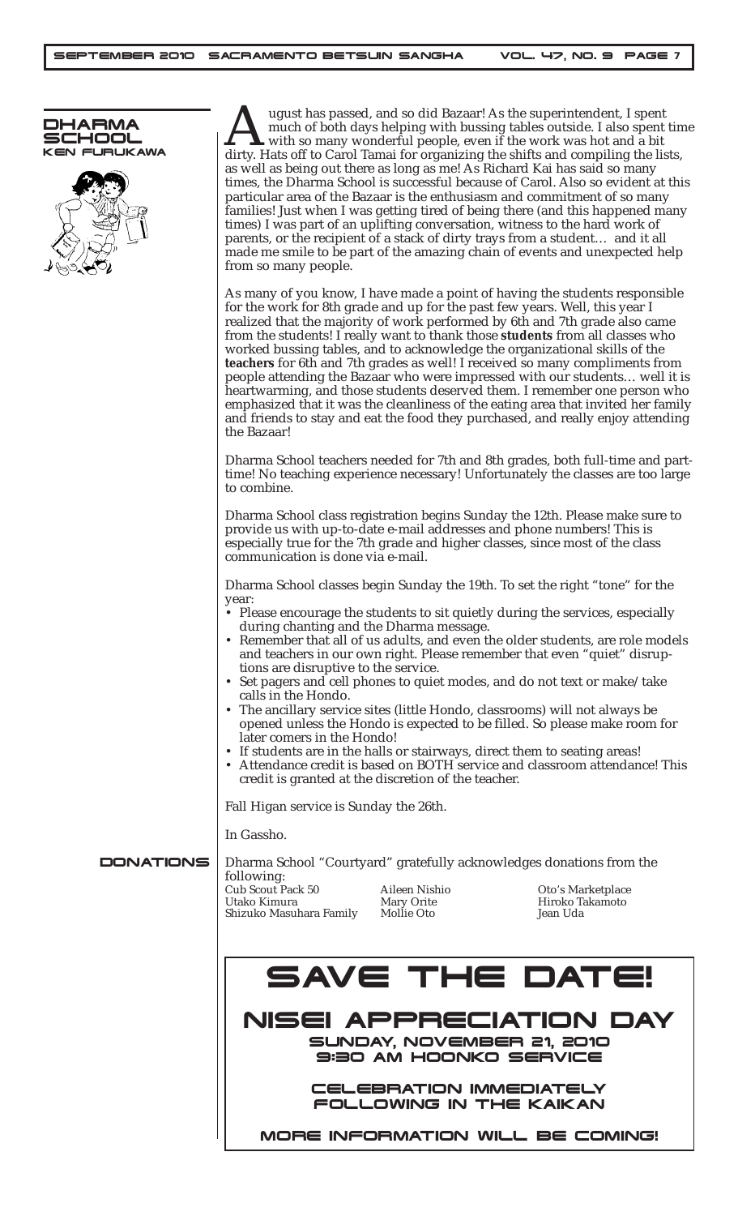## DHARMA SCHOOL
### KEN FURUKAWA

August has passed, and so did Bazaar! As the superintendent, I spent much of both days helping with bussing tables outside. I also spent time with so many wonderful people, even if the work was hot and a bit dirty. Hats off to Carol Tamai for organizing the shifts and compiling the lists, as well as being out there as long as me! As Richard Kai has said so many times, the Dharma School is successful because of Carol. Also so evident at this particular area of the Bazaar is the enthusiasm and commitment of so many families! Just when I was getting tired of being there (and this happened many times) I was part of an uplifting conversation, witness to the hard work of parents, or the recipient of a stack of dirty trays from a student… and it all made me smile to be part of the amazing chain of events and unexpected help from so many people.

As many of you know, I have made a point of having the students responsible for the work for 8th grade and up for the past few years. Well, this year I realized that the majority of work performed by 6th and 7th grade also came from the students! I really want to thank those ***students*** from all classes who worked bussing tables, and to acknowledge the organizational skills of the ***teachers*** for 6th and 7th grades as well! I received so many compliments from people attending the Bazaar who were impressed with our students… well it is heartwarming, and those students deserved them. I remember one person who emphasized that it was the cleanliness of the eating area that invited her family and friends to stay and eat the food they purchased, and really enjoy attending the Bazaar!

Dharma School teachers needed for 7th and 8th grades, both full-time and part-time! No teaching experience necessary! Unfortunately the classes are too large to combine.

Dharma School class registration begins Sunday the 12th. Please make sure to provide us with up-to-date e-mail addresses and phone numbers! This is especially true for the 7th grade and higher classes, since most of the class communication is done via e-mail.

Dharma School classes begin Sunday the 19th. To set the right "tone" for the year:

- Please encourage the students to sit quietly during the services, especially during chanting and the Dharma message.
- Remember that all of us adults, and even the older students, are role models and teachers in our own right. Please remember that even "quiet" disruptions are disruptive to the service.
- Set pagers and cell phones to quiet modes, and do not text or make/take calls in the Hondo.
- The ancillary service sites (little Hondo, classrooms) will not always be opened unless the Hondo is expected to be filled. So please make room for later comers in the Hondo!
- If students are in the halls or stairways, direct them to seating areas!
- Attendance credit is based on BOTH service and classroom attendance! This credit is granted at the discretion of the teacher.

Fall Higan service is Sunday the 26th.

In Gassho.

## DONATIONS

Dharma School "Courtyard" gratefully acknowledges donations from the following:

| | | |
|---|---|---|
| Cub Scout Pack 50 | Aileen Nishio | Oto's Marketplace |
| Utako Kimura | Mary Orite | Hiroko Takamoto |
| Shizuko Masuhara Family | Mollie Oto | Jean Uda |

# SAVE THE DATE!

## NISEI APPRECIATION DAY

**SUNDAY, NOVEMBER 21, 2010**
**9:30 AM HOONKO SERVICE**

**CELEBRATION IMMEDIATELY FOLLOWING IN THE KAIKAN**

**MORE INFORMATION WILL BE COMING!**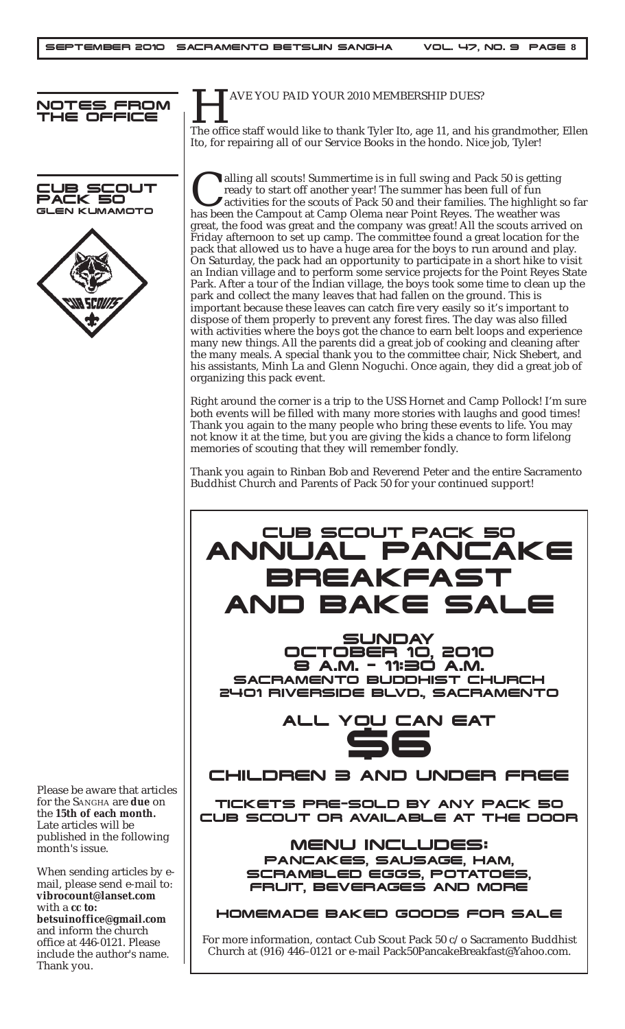## NOTES FROM THE OFFICE

HAVE YOU PAID YOUR 2010 MEMBERSHIP DUES?

The office staff would like to thank Tyler Ito, age 11, and his grandmother, Ellen Ito, for repairing all of our Service Books in the hondo. Nice job, Tyler!

## CUB SCOUT PACK 50

### GLEN KUMAMOTO

Calling all scouts! Summertime is in full swing and Pack 50 is getting ready to start off another year! The summer has been full of fun activities for the scouts of Pack 50 and their families. The highlight so far has been the Campout at Camp Olema near Point Reyes. The weather was great, the food was great and the company was great! All the scouts arrived on Friday afternoon to set up camp. The committee found a great location for the pack that allowed us to have a huge area for the boys to run around and play. On Saturday, the pack had an opportunity to participate in a short hike to visit an Indian village and to perform some service projects for the Point Reyes State Park. After a tour of the Indian village, the boys took some time to clean up the park and collect the many leaves that had fallen on the ground. This is important because these leaves can catch fire very easily so it's important to dispose of them properly to prevent any forest fires. The day was also filled with activities where the boys got the chance to earn belt loops and experience many new things. All the parents did a great job of cooking and cleaning after the many meals. A special thank you to the committee chair, Nick Shebert, and his assistants, Minh La and Glenn Noguchi. Once again, they did a great job of organizing this pack event.

Right around the corner is a trip to the USS Hornet and Camp Pollock! I'm sure both events will be filled with many more stories with laughs and good times! Thank you again to the many people who bring these events to life. You may not know it at the time, but you are giving the kids a chance to form lifelong memories of scouting that they will remember fondly.

Thank you again to Rinban Bob and Reverend Peter and the entire Sacramento Buddhist Church and Parents of Pack 50 for your continued support!

# CUB SCOUT PACK 50 ANNUAL PANCAKE BREAKFAST AND BAKE SALE

**SUNDAY**
**OCTOBER 10, 2010**
**8 A.M. - 11:30 A.M.**
**SACRAMENTO BUDDHIST CHURCH**
**2401 RIVERSIDE BLVD., SACRAMENTO**

**ALL YOU CAN EAT**
**$6**

**CHILDREN 3 AND UNDER FREE**

**TICKETS PRE-SOLD BY ANY PACK 50 CUB SCOUT OR AVAILABLE AT THE DOOR**

**MENU INCLUDES:**
PANCAKES, SAUSAGE, HAM, SCRAMBLED EGGS, POTATOES, FRUIT, BEVERAGES AND MORE

**HOMEMADE BAKED GOODS FOR SALE**

For more information, contact Cub Scout Pack 50 c/o Sacramento Buddhist Church at (916) 446-0121 or e-mail Pack50PancakeBreakfast@Yahoo.com.

---

Please be aware that articles for the SANGHA are **due** on the **15th of each month.** Late articles will be published in the following month's issue.

When sending articles by e-mail, please send e-mail to: **vibrocount@lanset.com** with a **cc to: betsuinoffice@gmail.com** and inform the church office at 446-0121. Please include the author's name. Thank you.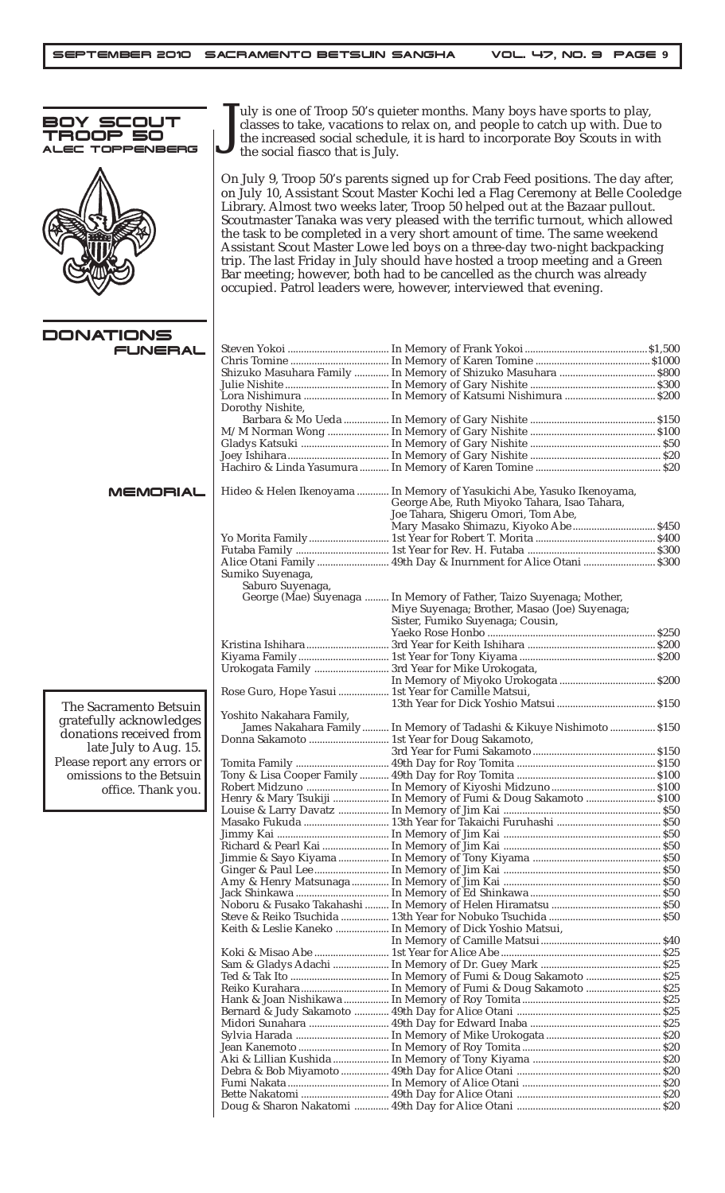## BOY SCOUT TROOP 50

### ALEC TOPPENBERG

July is one of Troop 50's quieter months. Many boys have sports to play, classes to take, vacations to relax on, and people to catch up with. Due to the increased social schedule, it is hard to incorporate Boy Scouts in with the social fiasco that is July.

On July 9, Troop 50's parents signed up for Crab Feed positions. The day after, on July 10, Assistant Scout Master Kochi led a Flag Ceremony at Belle Cooledge Library. Almost two weeks later, Troop 50 helped out at the Bazaar pullout. Scoutmaster Tanaka was very pleased with the terrific turnout, which allowed the task to be completed in a very short amount of time. The same weekend Assistant Scout Master Lowe led boys on a three-day two-night backpacking trip. The last Friday in July should have hosted a troop meeting and a Green Bar meeting; however, both had to be cancelled as the church was already occupied. Patrol leaders were, however, interviewed that evening.

## DONATIONS

The Sacramento Betsuin gratefully acknowledges donations received from late July to Aug. 15. Please report any errors or omissions to the Betsuin office. Thank you.

### FUNERAL

| Donor | Purpose | Amount |
|---|---|---|
| Steven Yokoi | In Memory of Frank Yokoi | $1,500 |
| Chris Tomine | In Memory of Karen Tomine | $1000 |
| Shizuko Masuhara Family | In Memory of Shizuko Masuhara | $800 |
| Julie Nishite | In Memory of Gary Nishite | $300 |
| Lora Nishimura | In Memory of Katsumi Nishimura | $200 |
| Dorothy Nishite, Barbara & Mo Ueda | In Memory of Gary Nishite | $150 |
| M/M Norman Wong | In Memory of Gary Nishite | $100 |
| Gladys Katsuki | In Memory of Gary Nishite | $50 |
| Joey Ishihara | In Memory of Gary Nishite | $20 |
| Hachiro & Linda Yasumura | In Memory of Karen Tomine | $20 |

### MEMORIAL

| Donor | Purpose | Amount |
|---|---|---|
| Hideo & Helen Ikenoyama | In Memory of Yasukichi Abe, Yasuko Ikenoyama, George Abe, Ruth Miyoko Tahara, Isao Tahara, Joe Tahara, Shigeru Omori, Tom Abe, Mary Masako Shimazu, Kiyoko Abe | $450 |
| Yo Morita Family | 1st Year for Robert T. Morita | $400 |
| Futaba Family | 1st Year for Rev. H. Futaba | $300 |
| Alice Otani Family | 49th Day & Inurnment for Alice Otani | $300 |
| Sumiko Suyenaga, Saburo Suyenaga, George (Mae) Suyenaga | In Memory of Father, Taizo Suyenaga; Mother, Miye Suyenaga; Brother, Masao (Joe) Suyenaga; Sister, Fumiko Suyenaga; Cousin, Yaeko Rose Honbo | $250 |
| Kristina Ishihara | 3rd Year for Keith Ishihara | $200 |
| Kiyama Family | 1st Year for Tony Kiyama | $200 |
| Urokogata Family | 3rd Year for Mike Urokogata, In Memory of Miyoko Urokogata | $200 |
| Rose Guro, Hope Yasui | 1st Year for Camille Matsui, 13th Year for Dick Yoshio Matsui | $150 |
| Yoshito Nakahara Family, James Nakahara Family | In Memory of Tadashi & Kikuye Nishimoto | $150 |
| Donna Sakamoto | 1st Year for Doug Sakamoto, 3rd Year for Fumi Sakamoto | $150 |
| Tomita Family | 49th Day for Roy Tomita | $150 |
| Tony & Lisa Cooper Family | 49th Day for Roy Tomita | $100 |
| Robert Midzuno | In Memory of Kiyoshi Midzuno | $100 |
| Henry & Mary Tsukiji | In Memory of Fumi & Doug Sakamoto | $100 |
| Louise & Larry Davatz | In Memory of Jim Kai | $50 |
| Masako Fukuda | 13th Year for Takaichi Furuhashi | $50 |
| Jimmy Kai | In Memory of Jim Kai | $50 |
| Richard & Pearl Kai | In Memory of Jim Kai | $50 |
| Jimmie & Sayo Kiyama | In Memory of Tony Kiyama | $50 |
| Ginger & Paul Lee | In Memory of Jim Kai | $50 |
| Amy & Henry Matsunaga | In Memory of Jim Kai | $50 |
| Jack Shinkawa | In Memory of Ed Shinkawa | $50 |
| Noboru & Fusako Takahashi | In Memory of Helen Hiramatsu | $50 |
| Steve & Reiko Tsuchida | 13th Year for Nobuko Tsuchida | $50 |
| Keith & Leslie Kaneko | In Memory of Dick Yoshio Matsui, In Memory of Camille Matsui | $40 |
| Koki & Misao Abe | 1st Year for Alice Abe | $25 |
| Sam & Gladys Adachi | In Memory of Dr. Guey Mark | $25 |
| Ted & Tak Ito | In Memory of Fumi & Doug Sakamoto | $25 |
| Reiko Kurahara | In Memory of Fumi & Doug Sakamoto | $25 |
| Hank & Joan Nishikawa | In Memory of Roy Tomita | $25 |
| Bernard & Judy Sakamoto | 49th Day for Alice Otani | $25 |
| Midori Sunahara | 49th Day for Edward Inaba | $25 |
| Sylvia Harada | In Memory of Mike Urokogata | $20 |
| Jean Kanemoto | In Memory of Roy Tomita | $20 |
| Aki & Lillian Kushida | In Memory of Tony Kiyama | $20 |
| Debra & Bob Miyamoto | 49th Day for Alice Otani | $20 |
| Fumi Nakata | In Memory of Alice Otani | $20 |
| Bette Nakatomi | 49th Day for Alice Otani | $20 |
| Doug & Sharon Nakatomi | 49th Day for Alice Otani | $20 |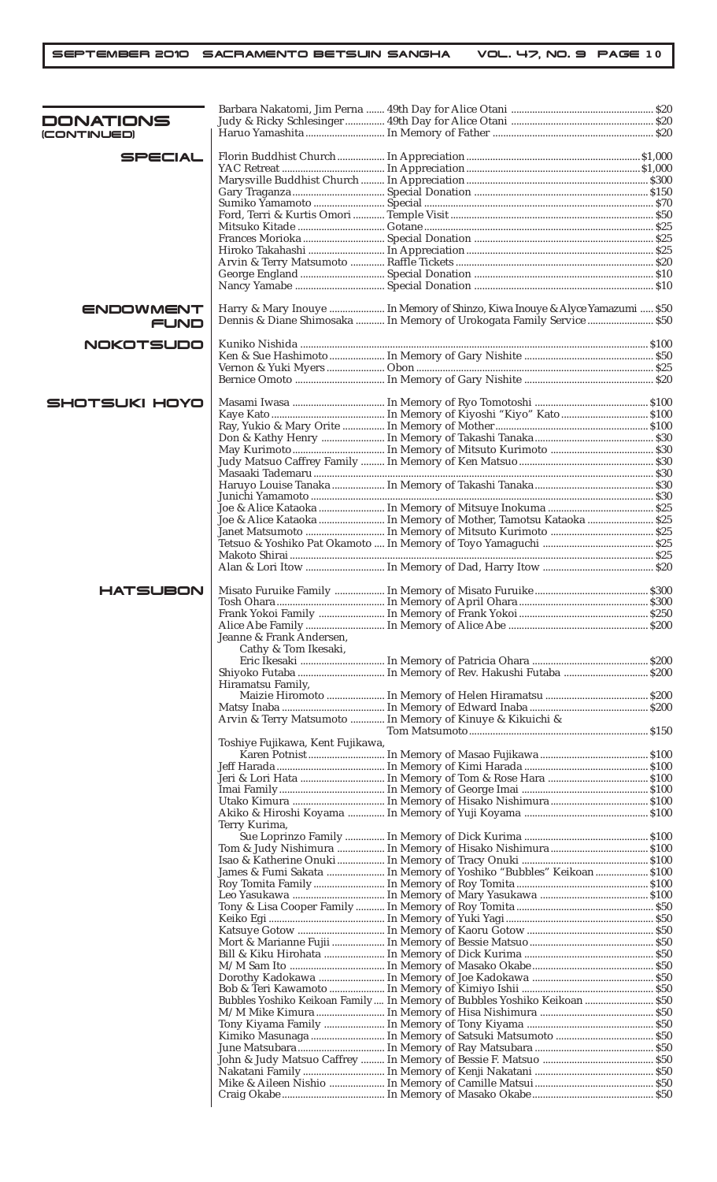## DONATIONS (CONTINUED)

| Donor | Purpose | Amount |
|---|---|---|
| Barbara Nakatomi, Jim Perna | 49th Day for Alice Otani | $20 |
| Judy & Ricky Schlesinger | 49th Day for Alice Otani | $20 |
| Haruo Yamashita | In Memory of Father | $20 |

### SPECIAL

| Donor | Purpose | Amount |
|---|---|---|
| Florin Buddhist Church | In Appreciation | $1,000 |
| YAC Retreat | In Appreciation | $1,000 |
| Marysville Buddhist Church | In Appreciation | $300 |
| Gary Traganza | Special Donation | $150 |
| Sumiko Yamamoto | Special | $70 |
| Ford, Terri & Kurtis Omori | Temple Visit | $50 |
| Mitsuko Kitade | Gotane | $25 |
| Frances Morioka | Special Donation | $25 |
| Hiroko Takahashi | In Appreciation | $25 |
| Arvin & Terry Matsumoto | Raffle Tickets | $20 |
| George England | Special Donation | $10 |
| Nancy Yamabe | Special Donation | $10 |

### ENDOWMENT FUND

| Donor | Purpose | Amount |
|---|---|---|
| Harry & Mary Inouye | In Memory of Shinzo, Kiwa Inouye & Alyce Yamazumi | $50 |
| Dennis & Diane Shimosaka | In Memory of Urokogata Family Service | $50 |

### NOKOTSUDO

| Donor | Purpose | Amount |
|---|---|---|
| Kuniko Nishida | | $100 |
| Ken & Sue Hashimoto | In Memory of Gary Nishite | $50 |
| Vernon & Yuki Myers | Obon | $25 |
| Bernice Omoto | In Memory of Gary Nishite | $20 |

### SHOTSUKI HOYO

| Donor | Purpose | Amount |
|---|---|---|
| Masami Iwasa | In Memory of Ryo Tomotoshi | $100 |
| Kaye Kato | In Memory of Kiyoshi "Kiyo" Kato | $100 |
| Ray, Yukio & Mary Orite | In Memory of Mother | $100 |
| Don & Kathy Henry | In Memory of Takashi Tanaka | $30 |
| May Kurimoto | In Memory of Mitsuto Kurimoto | $30 |
| Judy Matsuo Caffrey Family | In Memory of Ken Matsuo | $30 |
| Masaaki Tademaru | | $30 |
| Haruyo Louise Tanaka | In Memory of Takashi Tanaka | $30 |
| Junichi Yamamoto | | $30 |
| Joe & Alice Kataoka | In Memory of Mitsuye Inokuma | $25 |
| Joe & Alice Kataoka | In Memory of Mother, Tamotsu Kataoka | $25 |
| Janet Matsumoto | In Memory of Mitsuto Kurimoto | $25 |
| Tetsuo & Yoshiko Pat Okamoto | In Memory of Toyo Yamaguchi | $25 |
| Makoto Shirai | | $25 |
| Alan & Lori Itow | In Memory of Dad, Harry Itow | $20 |

### HATSUBON

| Donor | Purpose | Amount |
|---|---|---|
| Misato Furuike Family | In Memory of Misato Furuike | $300 |
| Tosh Ohara | In Memory of April Ohara | $300 |
| Frank Yokoi Family | In Memory of Frank Yokoi | $250 |
| Alice Abe Family | In Memory of Alice Abe | $200 |
| Jeanne & Frank Andersen, Cathy & Tom Ikesaki, Eric Ikesaki | In Memory of Patricia Ohara | $200 |
| Shiyoko Futaba | In Memory of Rev. Hakushi Futaba | $200 |
| Hiramatsu Family, Maizie Hiromoto | In Memory of Helen Hiramatsu | $200 |
| Matsy Inaba | In Memory of Edward Inaba | $200 |
| Arvin & Terry Matsumoto | In Memory of Kinuye & Kikuichi & Tom Matsumoto | $150 |
| Toshiye Fujikawa, Kent Fujikawa, Karen Potnist | In Memory of Masao Fujikawa | $100 |
| Jeff Harada | In Memory of Kimi Harada | $100 |
| Jeri & Lori Hata | In Memory of Tom & Rose Hara | $100 |
| Imai Family | In Memory of George Imai | $100 |
| Utako Kimura | In Memory of Hisako Nishimura | $100 |
| Akiko & Hiroshi Koyama | In Memory of Yuji Koyama | $100 |
| Terry Kurima, Sue Loprinzo Family | In Memory of Dick Kurima | $100 |
| Tom & Judy Nishimura | In Memory of Hisako Nishimura | $100 |
| Isao & Katherine Onuki | In Memory of Tracy Onuki | $100 |
| James & Fumi Sakata | In Memory of Yoshiko "Bubbles" Keikoan | $100 |
| Roy Tomita Family | In Memory of Roy Tomita | $100 |
| Leo Yasukawa | In Memory of Mary Yasukawa | $100 |
| Tony & Lisa Cooper Family | In Memory of Roy Tomita | $50 |
| Keiko Egi | In Memory of Yuki Yagi | $50 |
| Katsuye Gotow | In Memory of Kaoru Gotow | $50 |
| Mort & Marianne Fujii | In Memory of Bessie Matsuo | $50 |
| Bill & Kiku Hirohata | In Memory of Dick Kurima | $50 |
| M/M Sam Ito | In Memory of Masako Okabe | $50 |
| Dorothy Kadokawa | In Memory of Joe Kadokawa | $50 |
| Bob & Teri Kawamoto | In Memory of Kimiyo Ishii | $50 |
| Bubbles Yoshiko Keikoan Family | In Memory of Bubbles Yoshiko Keikoan | $50 |
| M/M Mike Kimura | In Memory of Hisa Nishimura | $50 |
| Tony Kiyama Family | In Memory of Tony Kiyama | $50 |
| Kimiko Masunaga | In Memory of Satsuki Matsumoto | $50 |
| June Matsubara | In Memory of Ray Matsubara | $50 |
| John & Judy Matsuo Caffrey | In Memory of Bessie F. Matsuo | $50 |
| Nakatani Family | In Memory of Kenji Nakatani | $50 |
| Mike & Aileen Nishio | In Memory of Camille Matsui | $50 |
| Craig Okabe | In Memory of Masako Okabe | $50 |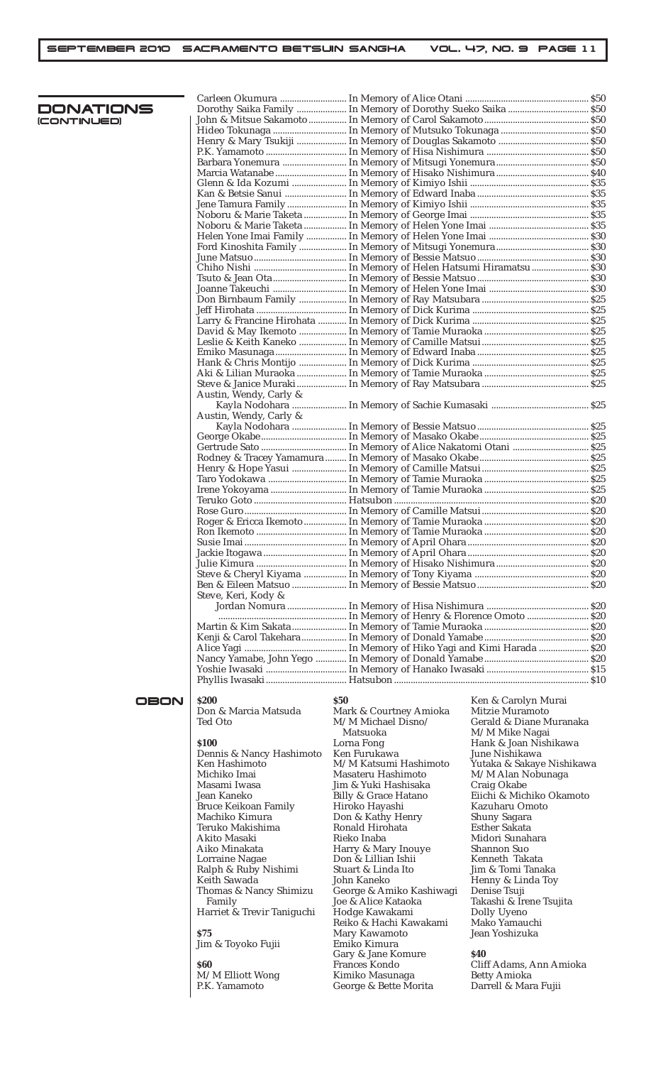## DONATIONS (CONTINUED)

| Donor | Purpose | Amount |
|---|---|---|
| Carleen Okumura | In Memory of Alice Otani | $50 |
| Dorothy Saika Family | In Memory of Dorothy Sueko Saika | $50 |
| John & Mitsue Sakamoto | In Memory of Carol Sakamoto | $50 |
| Hideo Tokunaga | In Memory of Mutsuko Tokunaga | $50 |
| Henry & Mary Tsukiji | In Memory of Douglas Sakamoto | $50 |
| P.K. Yamamoto | In Memory of Hisa Nishimura | $50 |
| Barbara Yonemura | In Memory of Mitsugi Yonemura | $50 |
| Marcia Watanabe | In Memory of Hisako Nishimura | $40 |
| Glenn & Ida Kozumi | In Memory of Kimiyo Ishii | $35 |
| Kan & Betsie Sanui | In Memory of Edward Inaba | $35 |
| Jene Tamura Family | In Memory of Kimiyo Ishii | $35 |
| Noboru & Marie Taketa | In Memory of George Imai | $35 |
| Noboru & Marie Taketa | In Memory of Helen Yone Imai | $35 |
| Helen Yone Imai Family | In Memory of Helen Yone Imai | $30 |
| Ford Kinoshita Family | In Memory of Mitsugi Yonemura | $30 |
| June Matsuo | In Memory of Bessie Matsuo | $30 |
| Chiho Nishi | In Memory of Helen Hatsumi Hiramatsu | $30 |
| Tsuto & Jean Ota | In Memory of Bessie Matsuo | $30 |
| Joanne Takeuchi | In Memory of Helen Yone Imai | $30 |
| Don Birnbaum Family | In Memory of Ray Matsubara | $25 |
| Jeff Hirohata | In Memory of Dick Kurima | $25 |
| Larry & Francine Hirohata | In Memory of Dick Kurima | $25 |
| David & May Ikemoto | In Memory of Tamie Muraoka | $25 |
| Leslie & Keith Kaneko | In Memory of Camille Matsui | $25 |
| Emiko Masunaga | In Memory of Edward Inaba | $25 |
| Hank & Chris Montijo | In Memory of Dick Kurima | $25 |
| Aki & Lilian Muraoka | In Memory of Tamie Muraoka | $25 |
| Steve & Janice Muraki | In Memory of Ray Matsubara | $25 |
| Austin, Wendy, Carly & Kayla Nodohara | In Memory of Sachie Kumasaki | $25 |
| Austin, Wendy, Carly & Kayla Nodohara | In Memory of Bessie Matsuo | $25 |
| George Okabe | In Memory of Masako Okabe | $25 |
| Gertrude Sato | In Memory of Alice Nakatomi Otani | $25 |
| Rodney & Tracey Yamamura | In Memory of Masako Okabe | $25 |
| Henry & Hope Yasui | In Memory of Camille Matsui | $25 |
| Taro Yodokawa | In Memory of Tamie Muraoka | $25 |
| Irene Yokoyama | In Memory of Tamie Muraoka | $25 |
| Teruko Goto | Hatsubon | $20 |
| Rose Guro | In Memory of Camille Matsui | $20 |
| Roger & Ericca Ikemoto | In Memory of Tamie Muraoka | $20 |
| Ron Ikemoto | In Memory of Tamie Muraoka | $20 |
| Susie Imai | In Memory of April Ohara | $20 |
| Jackie Itogawa | In Memory of April Ohara | $20 |
| Julie Kimura | In Memory of Hisako Nishimura | $20 |
| Steve & Cheryl Kiyama | In Memory of Tony Kiyama | $20 |
| Ben & Eileen Matsuo | In Memory of Bessie Matsuo | $20 |
| Steve, Keri, Kody & Jordan Nomura | In Memory of Hisa Nishimura | $20 |
| | In Memory of Henry & Florence Omoto | $20 |
| Martin & Kim Sakata | In Memory of Tamie Muraoka | $20 |
| Kenji & Carol Takehara | In Memory of Donald Yamabe | $20 |
| Alice Yagi | In Memory of Hiko Yagi and Kimi Harada | $20 |
| Nancy Yamabe, John Yego | In Memory of Donald Yamabe | $20 |
| Yoshie Iwasaki | In Memory of Hanako Iwasaki | $15 |
| Phyllis Iwasaki | Hatsubon | $10 |

## OBON

**$200**
Don & Marcia Matsuda
Ted Oto

**$100**
Dennis & Nancy Hashimoto
Ken Hashimoto
Michiko Imai
Masami Iwasa
Jean Kaneko
Bruce Keikoan Family
Machiko Kimura
Teruko Makishima
Akito Masaki
Aiko Minakata
Lorraine Nagae
Ralph & Ruby Nishimi
Keith Sawada
Thomas & Nancy Shimizu Family
Harriet & Trevir Taniguchi

**$75**
Jim & Toyoko Fujii

**$60**
M/M Elliott Wong
P.K. Yamamoto

**$50**
Mark & Courtney Amioka
M/M Michael Disno/ Matsuoka
Lorna Fong
Ken Furukawa
M/M Katsumi Hashimoto
Masateru Hashimoto
Jim & Yuki Hashisaka
Billy & Grace Hatano
Hiroko Hayashi
Don & Kathy Henry
Ronald Hirohata
Rieko Inaba
Harry & Mary Inouye
Don & Lillian Ishii
Stuart & Linda Ito
John Kaneko
George & Amiko Kashiwagi
Joe & Alice Kataoka
Hodge Kawakami
Reiko & Hachi Kawakami
Mary Kawamoto
Emiko Kimura
Gary & Jane Komure
Frances Kondo
Kimiko Masunaga
George & Bette Morita
Ken & Carolyn Murai
Mitzie Muramoto
Gerald & Diane Muranaka
M/M Mike Nagai
Hank & Joan Nishikawa
June Nishikawa
Yutaka & Sakaye Nishikawa
M/M Alan Nobunaga
Craig Okabe
Eiichi & Michiko Okamoto
Kazuharu Omoto
Shuny Sagara
Esther Sakata
Midori Sunahara
Shannon Suo
Kenneth Takata
Jim & Tomi Tanaka
Henny & Linda Toy
Denise Tsuji
Takashi & Irene Tsujita
Dolly Uyeno
Mako Yamauchi
Jean Yoshizuka

**$40**
Cliff Adams, Ann Amioka
Betty Amioka
Darrell & Mara Fujii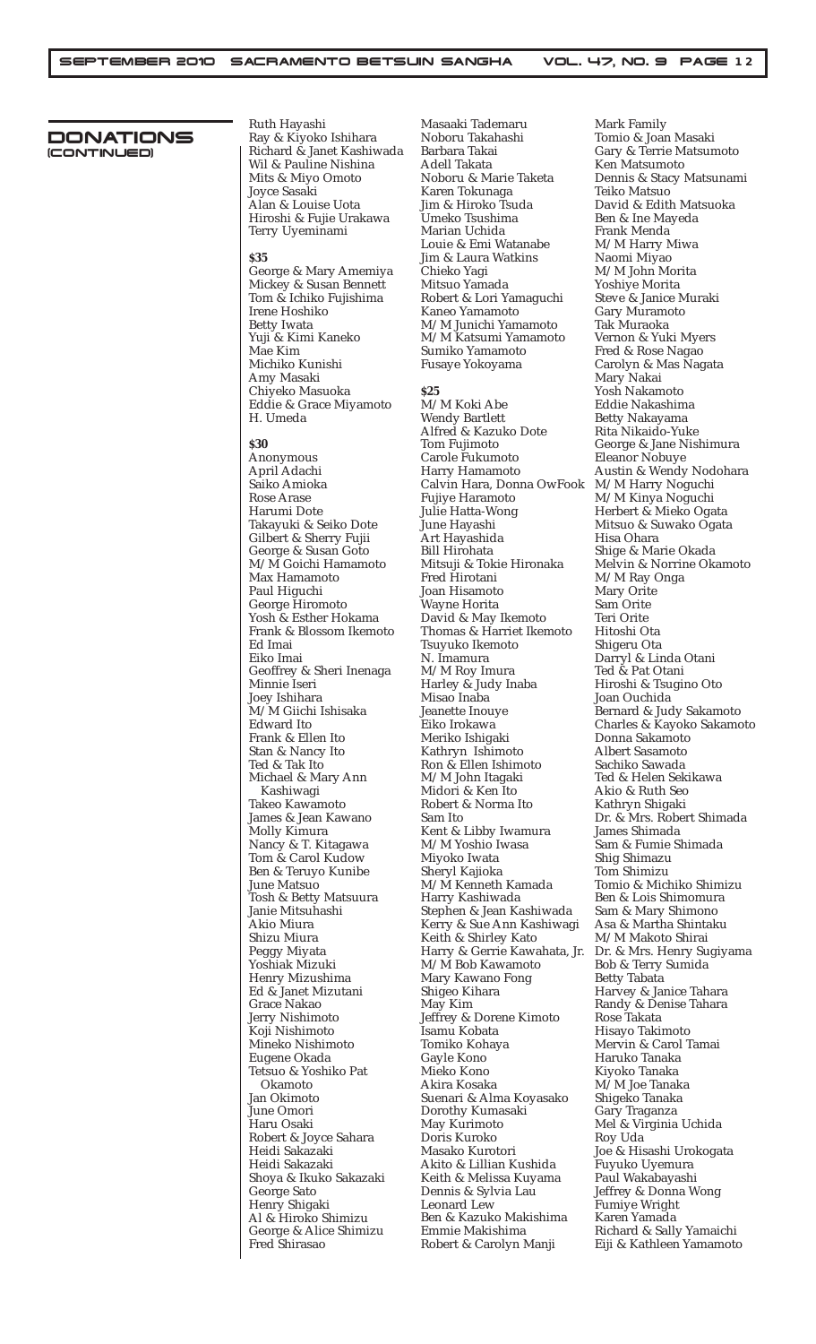## DONATIONS (CONTINUED)

Ruth Hayashi
Ray & Kiyoko Ishihara
Richard & Janet Kashiwada
Wil & Pauline Nishina
Mits & Miyo Omoto
Joyce Sasaki
Alan & Louise Uota
Hiroshi & Fujie Urakawa
Terry Uyeminami

**$35**

George & Mary Amemiya
Mickey & Susan Bennett
Tom & Ichiko Fujishima
Irene Hoshiko
Betty Iwata
Yuji & Kimi Kaneko
Mae Kim
Michiko Kunishi
Amy Masaki
Chiyeko Masuoka
Eddie & Grace Miyamoto
H. Umeda

**$30**

Anonymous
April Adachi
Saiko Amioka
Rose Arase
Harumi Dote
Takayuki & Seiko Dote
Gilbert & Sherry Fujii
George & Susan Goto
M/M Goichi Hamamoto
Max Hamamoto
Paul Higuchi
George Hiromoto
Yosh & Esther Hokama
Frank & Blossom Ikemoto
Ed Imai
Eiko Imai
Geoffrey & Sheri Inenaga
Minnie Iseri
Joey Ishihara
M/M Giichi Ishisaka
Edward Ito
Frank & Ellen Ito
Stan & Nancy Ito
Ted & Tak Ito
Michael & Mary Ann Kashiwagi
Takeo Kawamoto
James & Jean Kawano
Molly Kimura
Nancy & T. Kitagawa
Tom & Carol Kudow
Ben & Teruyo Kunibe
June Matsuo
Tosh & Betty Matsuura
Janie Mitsuhashi
Akio Miura
Shizu Miura
Peggy Miyata
Yoshiak Mizuki
Henry Mizushima
Ed & Janet Mizutani
Grace Nakao
Jerry Nishimoto
Koji Nishimoto
Mineko Nishimoto
Eugene Okada
Tetsuo & Yoshiko Pat Okamoto
Jan Okimoto
June Omori
Haru Osaki
Robert & Joyce Sahara
Heidi Sakazaki
Heidi Sakazaki
Shoya & Ikuko Sakazaki
George Sato
Henry Shigaki
Al & Hiroko Shimizu
George & Alice Shimizu
Fred Shirasao
Masaaki Tademaru
Noboru Takahashi
Barbara Takai
Adell Takata
Noboru & Marie Taketa
Karen Tokunaga
Jim & Hiroko Tsuda
Umeko Tsushima
Marian Uchida
Louie & Emi Watanabe
Jim & Laura Watkins
Chieko Yagi
Mitsuo Yamada
Robert & Lori Yamaguchi
Kaneo Yamamoto
M/M Junichi Yamamoto
M/M Katsumi Yamamoto
Sumiko Yamamoto
Fusaye Yokoyama

**$25**

M/M Koki Abe
Wendy Bartlett
Alfred & Kazuko Dote
Tom Fujimoto
Carole Fukumoto
Harry Hamamoto
Calvin Hara, Donna OwFook
Fujiye Haramoto
Julie Hatta-Wong
June Hayashi
Art Hayashida
Bill Hirohata
Mitsuji & Tokie Hironaka
Fred Hirotani
Joan Hisamoto
Wayne Horita
David & May Ikemoto
Thomas & Harriet Ikemoto
Tsuyuko Ikemoto
N. Imamura
M/M Roy Imura
Harley & Judy Inaba
Misao Inaba
Jeanette Inouye
Eiko Irokawa
Meriko Ishigaki
Kathryn Ishimoto
Ron & Ellen Ishimoto
M/M John Itagaki
Midori & Ken Ito
Robert & Norma Ito
Sam Ito
Kent & Libby Iwamura
M/M Yoshio Iwasa
Miyoko Iwata
Sheryl Kajioka
M/M Kenneth Kamada
Harry Kashiwada
Stephen & Jean Kashiwada
Kerry & Sue Ann Kashiwagi
Keith & Shirley Kato
Harry & Gerrie Kawahata, Jr.
M/M Bob Kawamoto
Mary Kawano Fong
Shigeo Kihara
May Kim
Jeffrey & Dorene Kimoto
Isamu Kobata
Tomiko Kohaya
Gayle Kono
Mieko Kono
Akira Kosaka
Suenari & Alma Koyasako
Dorothy Kumasaki
May Kurimoto
Doris Kuroko
Masako Kurotori
Akito & Lillian Kushida
Keith & Melissa Kuyama
Dennis & Sylvia Lau
Leonard Lew
Ben & Kazuko Makishima
Emmie Makishima
Robert & Carolyn Manji
Mark Family
Tomio & Joan Masaki
Gary & Terrie Matsumoto
Ken Matsumoto
Dennis & Stacy Matsunami
Teiko Matsuo
David & Edith Matsuoka
Ben & Ine Mayeda
Frank Menda
M/M Harry Miwa
Naomi Miyao
M/M John Morita
Yoshiye Morita
Steve & Janice Muraki
Gary Muramoto
Tak Muraoka
Vernon & Yuki Myers
Fred & Rose Nagao
Carolyn & Mas Nagata
Mary Nakai
Yosh Nakamoto
Eddie Nakashima
Betty Nakayama
Rita Nikaido-Yuke
George & Jane Nishimura
Eleanor Nobuye
Austin & Wendy Nodohara
M/M Harry Noguchi
M/M Kinya Noguchi
Herbert & Mieko Ogata
Mitsuo & Suwako Ogata
Hisa Ohara
Shige & Marie Okada
Melvin & Norrine Okamoto
M/M Ray Onga
Mary Orite
Sam Orite
Teri Orite
Hitoshi Ota
Shigeru Ota
Darryl & Linda Otani
Ted & Pat Otani
Hiroshi & Tsugino Oto
Joan Ouchida
Bernard & Judy Sakamoto
Charles & Kayoko Sakamoto
Donna Sakamoto
Albert Sasamoto
Sachiko Sawada
Ted & Helen Sekikawa
Akio & Ruth Seo
Kathryn Shigaki
Dr. & Mrs. Robert Shimada
James Shimada
Sam & Fumie Shimada
Shig Shimazu
Tom Shimizu
Tomio & Michiko Shimizu
Ben & Lois Shimomura
Sam & Mary Shimono
Asa & Martha Shintaku
M/M Makoto Shirai
Dr. & Mrs. Henry Sugiyama
Bob & Terry Sumida
Betty Tabata
Harvey & Janice Tahara
Randy & Denise Tahara
Rose Takata
Hisayo Takimoto
Mervin & Carol Tamai
Haruko Tanaka
Kiyoko Tanaka
M/M Joe Tanaka
Shigeko Tanaka
Gary Traganza
Mel & Virginia Uchida
Roy Uda
Joe & Hisashi Urokogata
Fuyuko Uyemura
Paul Wakabayashi
Jeffrey & Donna Wong
Fumiye Wright
Karen Yamada
Richard & Sally Yamaichi
Eiji & Kathleen Yamamoto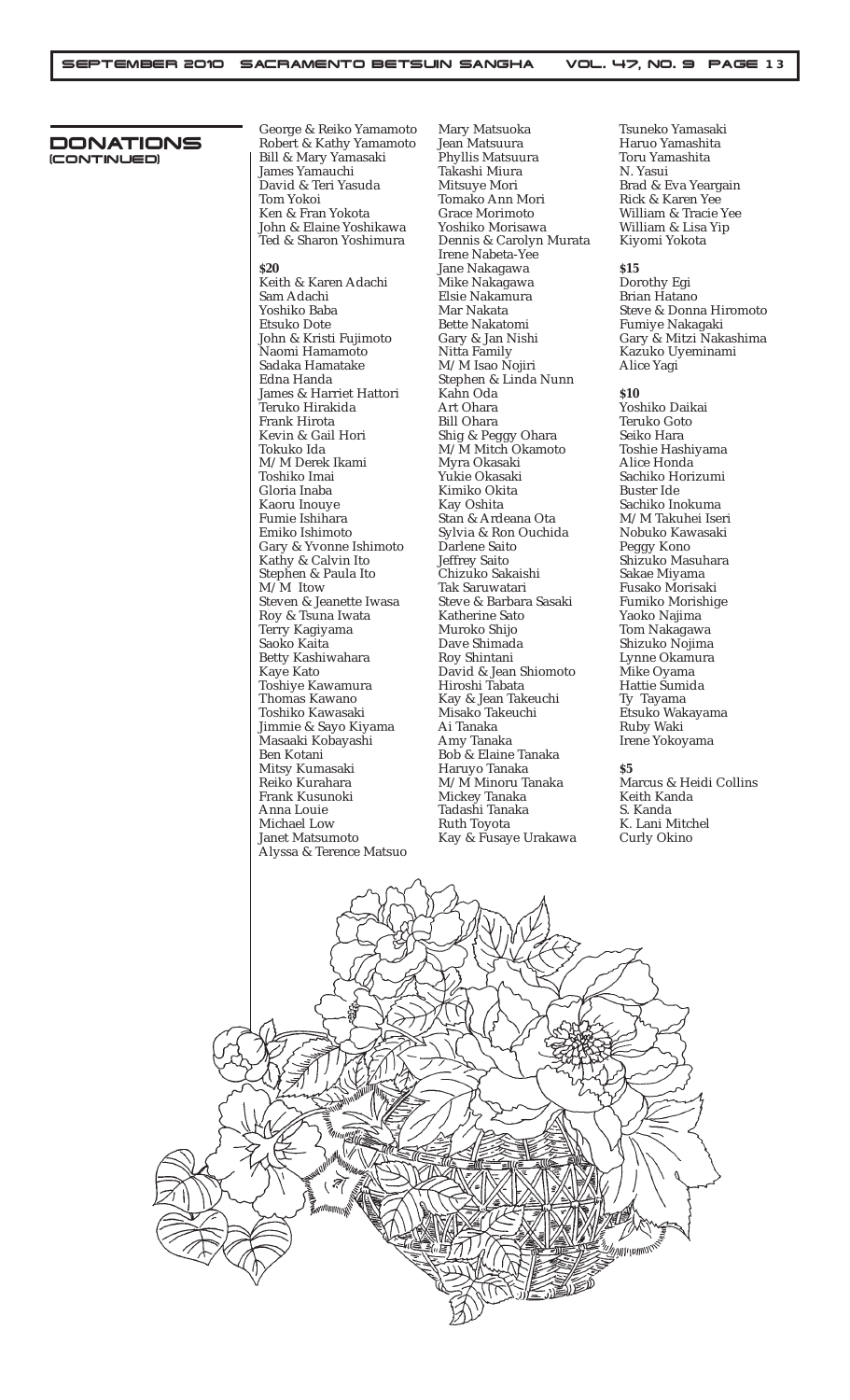## DONATIONS (CONTINUED)

George & Reiko Yamamoto
Robert & Kathy Yamamoto
Bill & Mary Yamasaki
James Yamauchi
David & Teri Yasuda
Tom Yokoi
Ken & Fran Yokota
John & Elaine Yoshikawa
Ted & Sharon Yoshimura

**$20**

Keith & Karen Adachi
Sam Adachi
Yoshiko Baba
Etsuko Dote
John & Kristi Fujimoto
Naomi Hamamoto
Sadaka Hamatake
Edna Handa
James & Harriet Hattori
Teruko Hirakida
Frank Hirota
Kevin & Gail Hori
Tokuko Ida
M/M Derek Ikami
Toshiko Imai
Gloria Inaba
Kaoru Inouye
Fumie Ishihara
Emiko Ishimoto
Gary & Yvonne Ishimoto
Kathy & Calvin Ito
Stephen & Paula Ito
M/M Itow
Steven & Jeanette Iwasa
Roy & Tsuna Iwata
Terry Kagiyama
Saoko Kaita
Betty Kashiwahara
Kaye Kato
Toshiye Kawamura
Thomas Kawano
Toshiko Kawasaki
Jimmie & Sayo Kiyama
Masaaki Kobayashi
Ben Kotani
Mitsy Kumasaki
Reiko Kurahara
Frank Kusunoki
Anna Louie
Michael Low
Janet Matsumoto
Alyssa & Terence Matsuo
Mary Matsuoka
Jean Matsuura
Phyllis Matsuura
Takashi Miura
Mitsuye Mori
Tomako Ann Mori
Grace Morimoto
Yoshiko Morisawa
Dennis & Carolyn Murata
Irene Nabeta-Yee
Jane Nakagawa
Mike Nakagawa
Elsie Nakamura
Mar Nakata
Bette Nakatomi
Gary & Jan Nishi
Nitta Family
M/M Isao Nojiri
Stephen & Linda Nunn
Kahn Oda
Art Ohara
Bill Ohara
Shig & Peggy Ohara
M/M Mitch Okamoto
Myra Okasaki
Yukie Okasaki
Kimiko Okita
Kay Oshita
Stan & Ardeana Ota
Sylvia & Ron Ouchida
Darlene Saito
Jeffrey Saito
Chizuko Sakaishi
Tak Saruwatari
Steve & Barbara Sasaki
Katherine Sato
Muroko Shijo
Dave Shimada
Roy Shintani
David & Jean Shiomoto
Hiroshi Tabata
Kay & Jean Takeuchi
Misako Takeuchi
Ai Tanaka
Amy Tanaka
Bob & Elaine Tanaka
Haruyo Tanaka
M/M Minoru Tanaka
Mickey Tanaka
Tadashi Tanaka
Ruth Toyota
Kay & Fusaye Urakawa
Tsuneko Yamasaki
Haruo Yamashita
Toru Yamashita
N. Yasui
Brad & Eva Yeargain
Rick & Karen Yee
William & Tracie Yee
William & Lisa Yip
Kiyomi Yokota

**$15**

Dorothy Egi
Brian Hatano
Steve & Donna Hiromoto
Fumiye Nakagaki
Gary & Mitzi Nakashima
Kazuko Uyeminami
Alice Yagi

**$10**

Yoshiko Daikai
Teruko Goto
Seiko Hara
Toshie Hashiyama
Alice Honda
Sachiko Horizumi
Buster Ide
Sachiko Inokuma
M/M Takuhei Iseri
Nobuko Kawasaki
Peggy Kono
Shizuko Masuhara
Sakae Miyama
Fusako Morisaki
Fumiko Morishige
Yaoko Najima
Tom Nakagawa
Shizuko Nojima
Lynne Okamura
Mike Oyama
Hattie Sumida
Ty Tayama
Etsuko Wakayama
Ruby Waki
Irene Yokoyama

**$5**

Marcus & Heidi Collins
Keith Kanda
S. Kanda
K. Lani Mitchel
Curly Okino